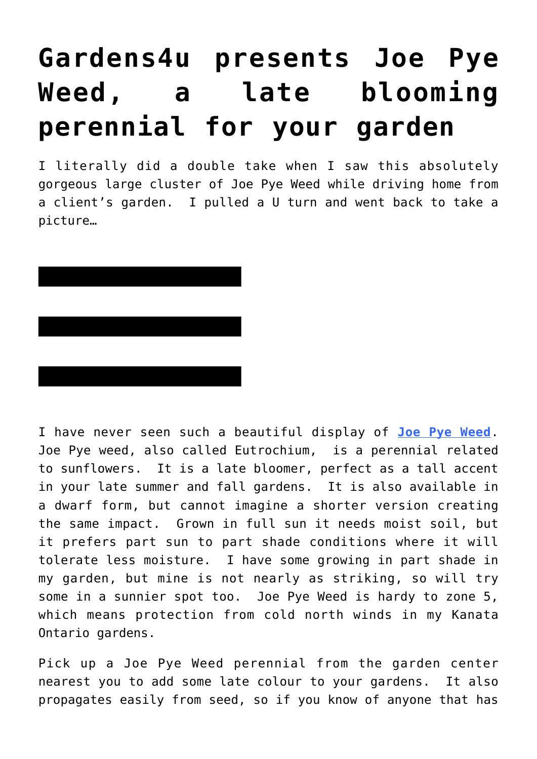# Gardens4u presents Joe Pye Weed, a late blooming perennial for your garden

I literally did a double take when I saw this absolutely gorgeous large cluster of Joe Pye Weed while driving home from a client's garden. I pulled a U turn and went back to take a picture…

I have never seen such a beautiful display of **Joe Pye Weed**. Joe Pye weed, also called Eutrochium, is a perennial related to sunflowers. It is a late bloomer, perfect as a tall accent in your late summer and fall gardens. It is also available in a dwarf form, but cannot imagine a shorter version creating the same impact. Grown in full sun it needs moist soil, but it prefers part sun to part shade conditions where it will tolerate less moisture. I have some growing in part shade in my garden, but mine is not nearly as striking, so will try some in a sunnier spot too. Joe Pye Weed is hardy to zone 5, which means protection from cold north winds in my Kanata Ontario gardens.

Pick up a Joe Pye Weed perennial from the garden center nearest you to add some late colour to your gardens. It also propagates easily from seed, so if you know of anyone that has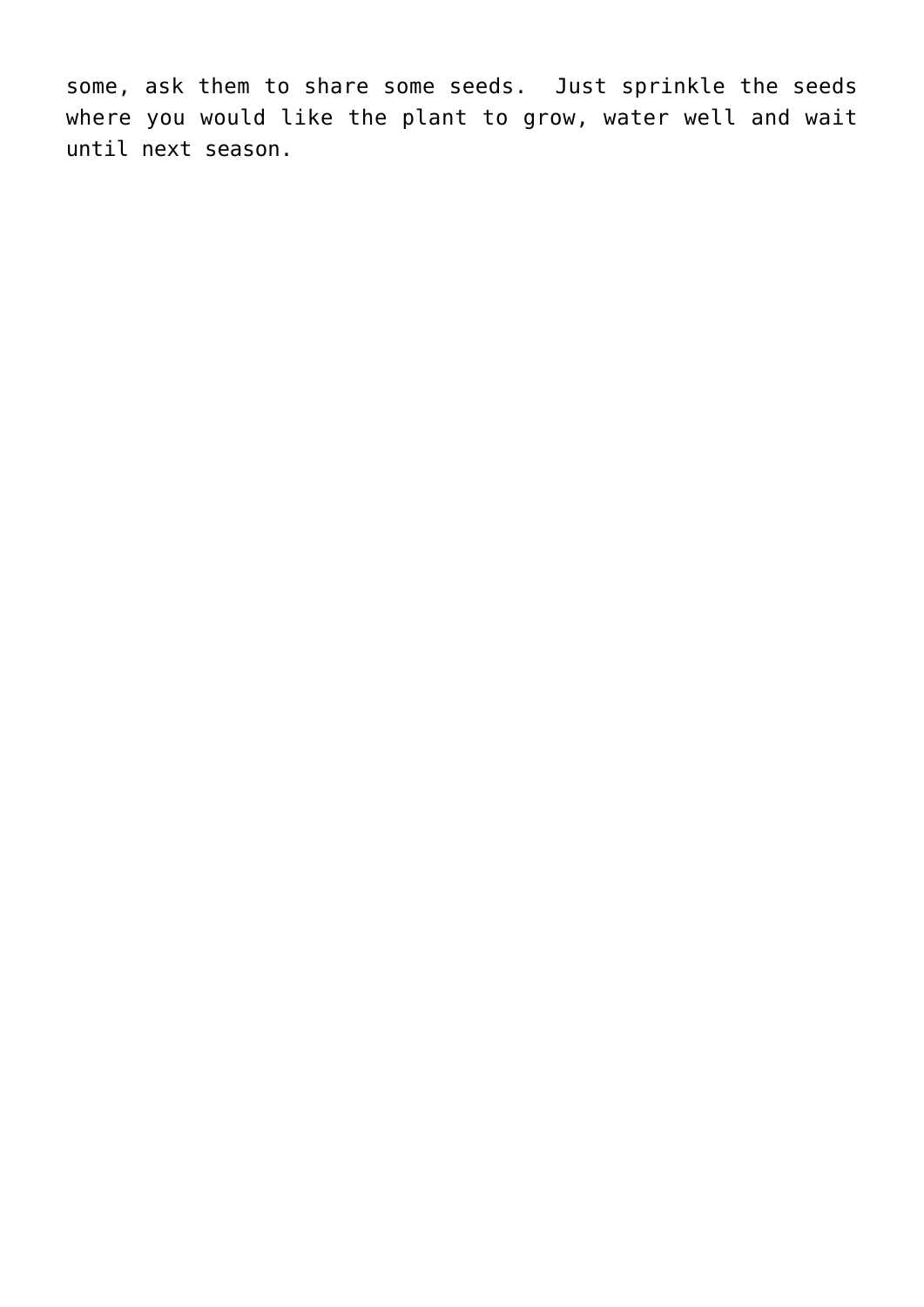some, ask them to share some seeds. Just sprinkle the seeds where you would like the plant to grow, water well and wait until next season.